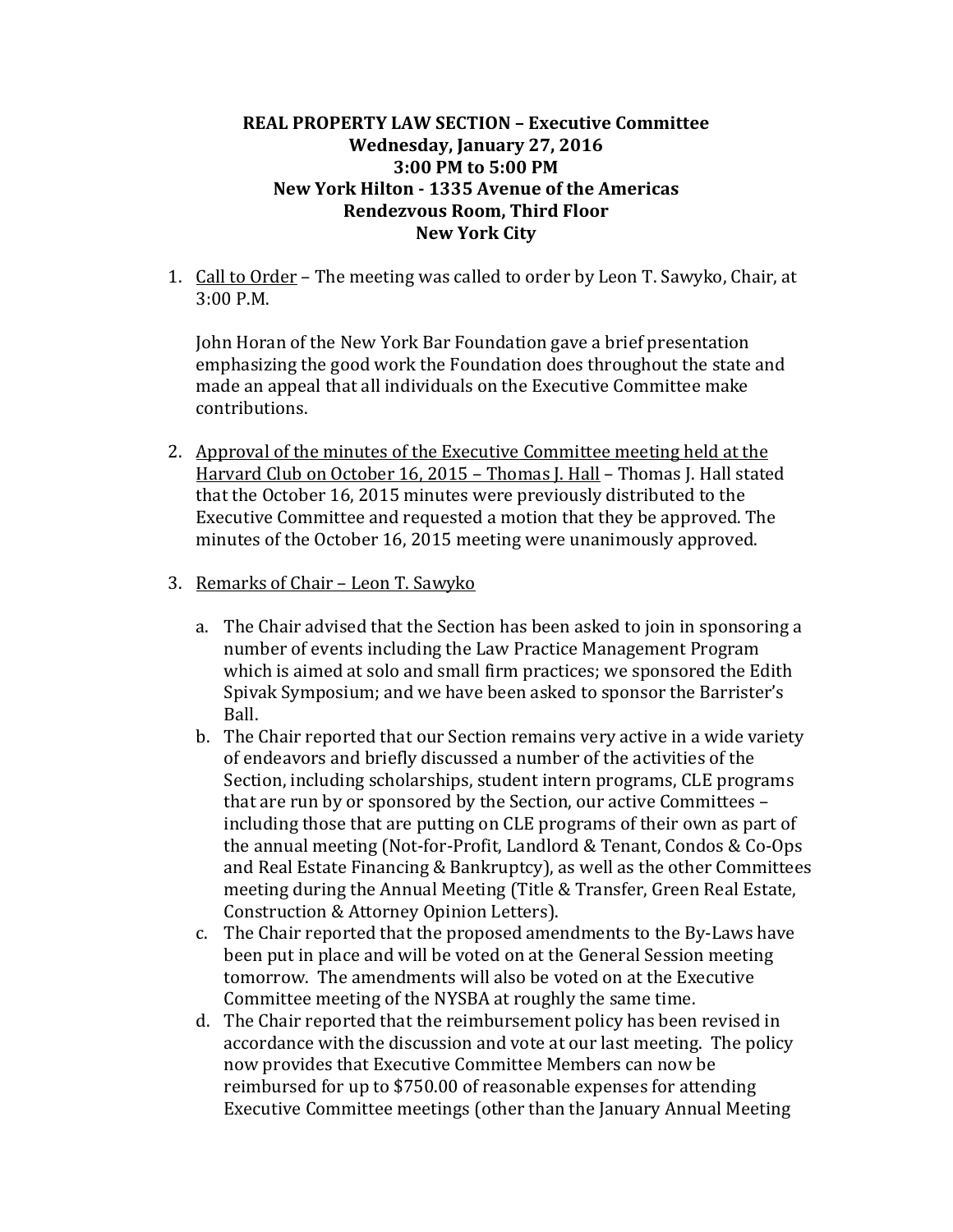**REAL PROPERTY LAW SECTION – Executive Committee**
**Wednesday, January 27, 2016**
**3:00 PM to 5:00 PM**
**New York Hilton - 1335 Avenue of the Americas**
**Rendezvous Room, Third Floor**
**New York City**

1. <u>Call to Order</u> – The meeting was called to order by Leon T. Sawyko, Chair, at 3:00 P.M.

   John Horan of the New York Bar Foundation gave a brief presentation emphasizing the good work the Foundation does throughout the state and made an appeal that all individuals on the Executive Committee make contributions.

2. <u>Approval of the minutes of the Executive Committee meeting held at the Harvard Club on October 16, 2015 – Thomas J. Hall</u> – Thomas J. Hall stated that the October 16, 2015 minutes were previously distributed to the Executive Committee and requested a motion that they be approved. The minutes of the October 16, 2015 meeting were unanimously approved.

3. <u>Remarks of Chair – Leon T. Sawyko</u>

   a. The Chair advised that the Section has been asked to join in sponsoring a number of events including the Law Practice Management Program which is aimed at solo and small firm practices; we sponsored the Edith Spivak Symposium; and we have been asked to sponsor the Barrister's Ball.
   b. The Chair reported that our Section remains very active in a wide variety of endeavors and briefly discussed a number of the activities of the Section, including scholarships, student intern programs, CLE programs that are run by or sponsored by the Section, our active Committees – including those that are putting on CLE programs of their own as part of the annual meeting (Not-for-Profit, Landlord & Tenant, Condos & Co-Ops and Real Estate Financing & Bankruptcy), as well as the other Committees meeting during the Annual Meeting (Title & Transfer, Green Real Estate, Construction & Attorney Opinion Letters).
   c. The Chair reported that the proposed amendments to the By-Laws have been put in place and will be voted on at the General Session meeting tomorrow. The amendments will also be voted on at the Executive Committee meeting of the NYSBA at roughly the same time.
   d. The Chair reported that the reimbursement policy has been revised in accordance with the discussion and vote at our last meeting. The policy now provides that Executive Committee Members can now be reimbursed for up to $750.00 of reasonable expenses for attending Executive Committee meetings (other than the January Annual Meeting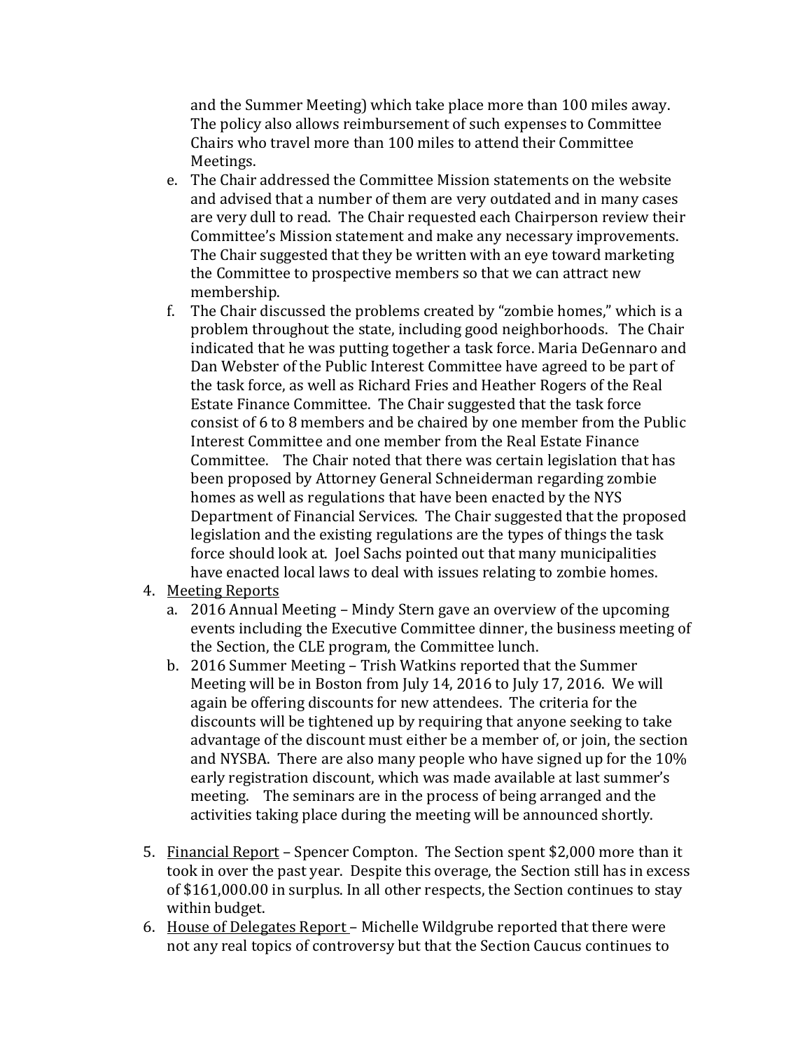and the Summer Meeting) which take place more than 100 miles away. The policy also allows reimbursement of such expenses to Committee Chairs who travel more than 100 miles to attend their Committee Meetings.

   e. The Chair addressed the Committee Mission statements on the website and advised that a number of them are very outdated and in many cases are very dull to read. The Chair requested each Chairperson review their Committee's Mission statement and make any necessary improvements. The Chair suggested that they be written with an eye toward marketing the Committee to prospective members so that we can attract new membership.
   f. The Chair discussed the problems created by "zombie homes," which is a problem throughout the state, including good neighborhoods. The Chair indicated that he was putting together a task force. Maria DeGennaro and Dan Webster of the Public Interest Committee have agreed to be part of the task force, as well as Richard Fries and Heather Rogers of the Real Estate Finance Committee. The Chair suggested that the task force consist of 6 to 8 members and be chaired by one member from the Public Interest Committee and one member from the Real Estate Finance Committee. The Chair noted that there was certain legislation that has been proposed by Attorney General Schneiderman regarding zombie homes as well as regulations that have been enacted by the NYS Department of Financial Services. The Chair suggested that the proposed legislation and the existing regulations are the types of things the task force should look at. Joel Sachs pointed out that many municipalities have enacted local laws to deal with issues relating to zombie homes.

4. <u>Meeting Reports</u>
   a. 2016 Annual Meeting – Mindy Stern gave an overview of the upcoming events including the Executive Committee dinner, the business meeting of the Section, the CLE program, the Committee lunch.
   b. 2016 Summer Meeting – Trish Watkins reported that the Summer Meeting will be in Boston from July 14, 2016 to July 17, 2016. We will again be offering discounts for new attendees. The criteria for the discounts will be tightened up by requiring that anyone seeking to take advantage of the discount must either be a member of, or join, the section and NYSBA. There are also many people who have signed up for the 10% early registration discount, which was made available at last summer's meeting. The seminars are in the process of being arranged and the activities taking place during the meeting will be announced shortly.

5. <u>Financial Report</u> – Spencer Compton. The Section spent $2,000 more than it took in over the past year. Despite this overage, the Section still has in excess of $161,000.00 in surplus. In all other respects, the Section continues to stay within budget.
6. <u>House of Delegates Report</u> – Michelle Wildgrube reported that there were not any real topics of controversy but that the Section Caucus continues to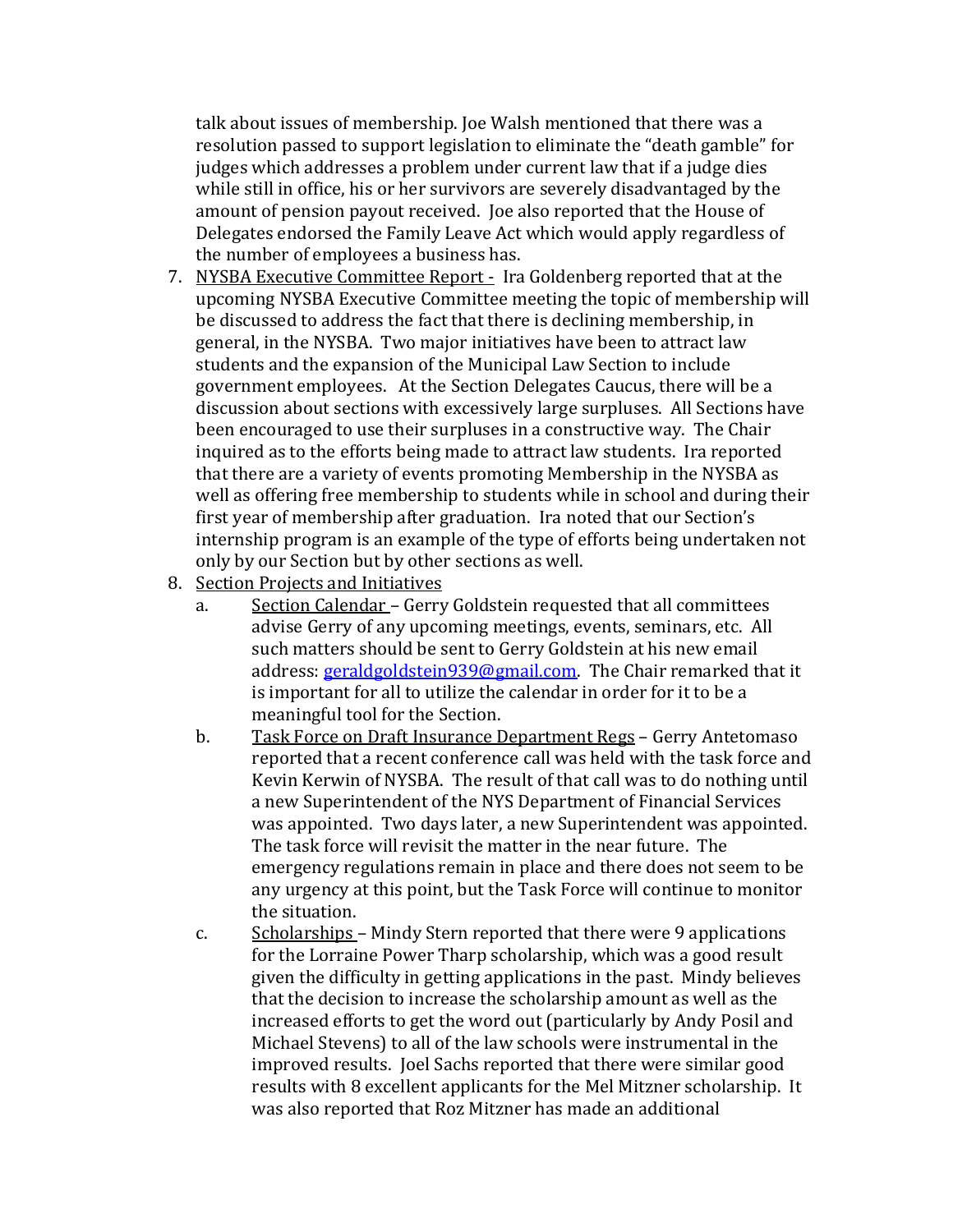talk about issues of membership. Joe Walsh mentioned that there was a resolution passed to support legislation to eliminate the "death gamble" for judges which addresses a problem under current law that if a judge dies while still in office, his or her survivors are severely disadvantaged by the amount of pension payout received. Joe also reported that the House of Delegates endorsed the Family Leave Act which would apply regardless of the number of employees a business has.

7. NYSBA Executive Committee Report - Ira Goldenberg reported that at the upcoming NYSBA Executive Committee meeting the topic of membership will be discussed to address the fact that there is declining membership, in general, in the NYSBA. Two major initiatives have been to attract law students and the expansion of the Municipal Law Section to include government employees. At the Section Delegates Caucus, there will be a discussion about sections with excessively large surpluses. All Sections have been encouraged to use their surpluses in a constructive way. The Chair inquired as to the efforts being made to attract law students. Ira reported that there are a variety of events promoting Membership in the NYSBA as well as offering free membership to students while in school and during their first year of membership after graduation. Ira noted that our Section's internship program is an example of the type of efforts being undertaken not only by our Section but by other sections as well.
8. Section Projects and Initiatives
    a. Section Calendar – Gerry Goldstein requested that all committees advise Gerry of any upcoming meetings, events, seminars, etc. All such matters should be sent to Gerry Goldstein at his new email address: geraldgoldstein939@gmail.com. The Chair remarked that it is important for all to utilize the calendar in order for it to be a meaningful tool for the Section.
    b. Task Force on Draft Insurance Department Regs – Gerry Antetomaso reported that a recent conference call was held with the task force and Kevin Kerwin of NYSBA. The result of that call was to do nothing until a new Superintendent of the NYS Department of Financial Services was appointed. Two days later, a new Superintendent was appointed. The task force will revisit the matter in the near future. The emergency regulations remain in place and there does not seem to be any urgency at this point, but the Task Force will continue to monitor the situation.
    c. Scholarships – Mindy Stern reported that there were 9 applications for the Lorraine Power Tharp scholarship, which was a good result given the difficulty in getting applications in the past. Mindy believes that the decision to increase the scholarship amount as well as the increased efforts to get the word out (particularly by Andy Posil and Michael Stevens) to all of the law schools were instrumental in the improved results. Joel Sachs reported that there were similar good results with 8 excellent applicants for the Mel Mitzner scholarship. It was also reported that Roz Mitzner has made an additional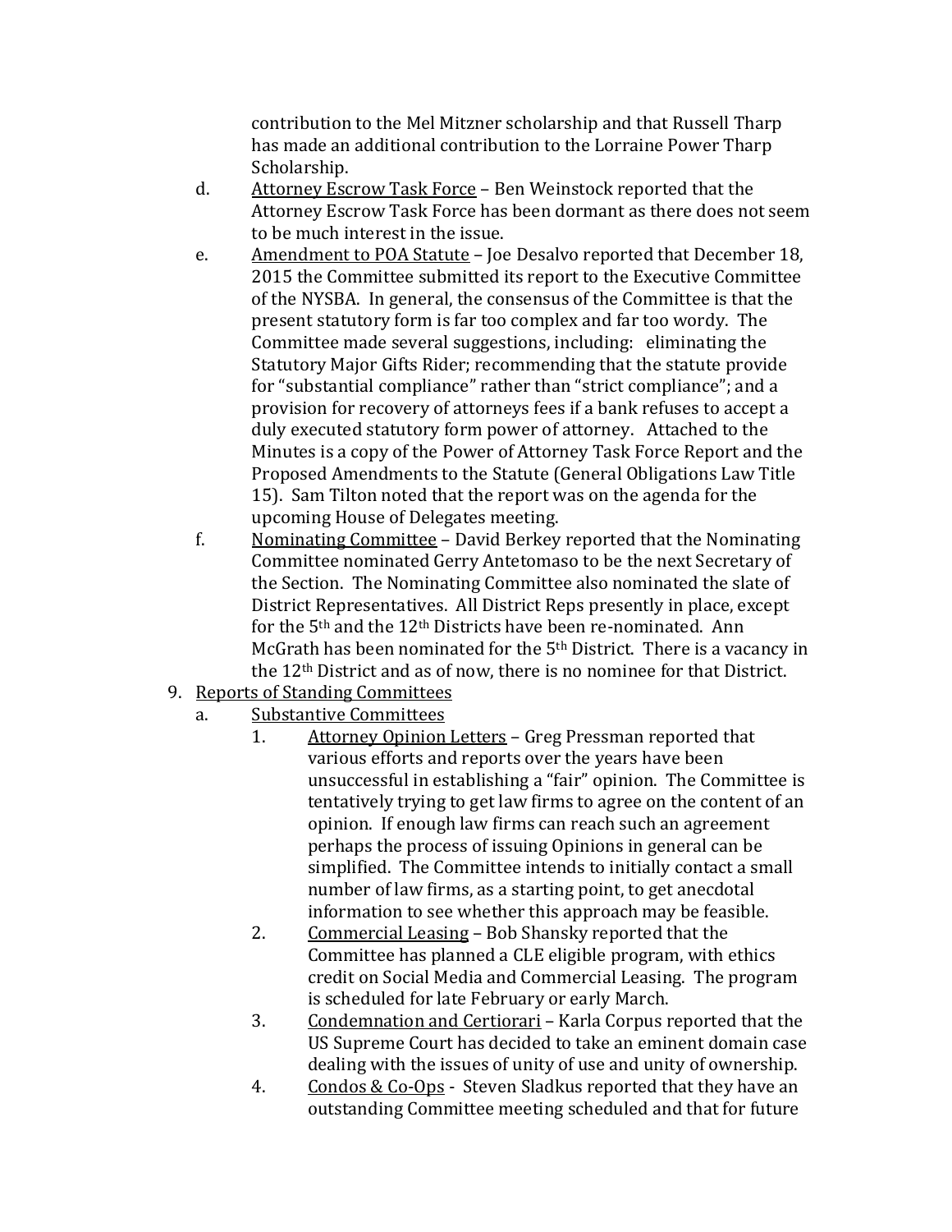contribution to the Mel Mitzner scholarship and that Russell Tharp has made an additional contribution to the Lorraine Power Tharp Scholarship.

d. Attorney Escrow Task Force – Ben Weinstock reported that the Attorney Escrow Task Force has been dormant as there does not seem to be much interest in the issue.

e. Amendment to POA Statute – Joe Desalvo reported that December 18, 2015 the Committee submitted its report to the Executive Committee of the NYSBA. In general, the consensus of the Committee is that the present statutory form is far too complex and far too wordy. The Committee made several suggestions, including: eliminating the Statutory Major Gifts Rider; recommending that the statute provide for "substantial compliance" rather than "strict compliance"; and a provision for recovery of attorneys fees if a bank refuses to accept a duly executed statutory form power of attorney. Attached to the Minutes is a copy of the Power of Attorney Task Force Report and the Proposed Amendments to the Statute (General Obligations Law Title 15). Sam Tilton noted that the report was on the agenda for the upcoming House of Delegates meeting.

f. Nominating Committee – David Berkey reported that the Nominating Committee nominated Gerry Antetomaso to be the next Secretary of the Section. The Nominating Committee also nominated the slate of District Representatives. All District Reps presently in place, except for the 5th and the 12th Districts have been re-nominated. Ann McGrath has been nominated for the 5th District. There is a vacancy in the 12th District and as of now, there is no nominee for that District.

9. Reports of Standing Committees
   a. Substantive Committees
      1. Attorney Opinion Letters – Greg Pressman reported that various efforts and reports over the years have been unsuccessful in establishing a "fair" opinion. The Committee is tentatively trying to get law firms to agree on the content of an opinion. If enough law firms can reach such an agreement perhaps the process of issuing Opinions in general can be simplified. The Committee intends to initially contact a small number of law firms, as a starting point, to get anecdotal information to see whether this approach may be feasible.
      2. Commercial Leasing – Bob Shansky reported that the Committee has planned a CLE eligible program, with ethics credit on Social Media and Commercial Leasing. The program is scheduled for late February or early March.
      3. Condemnation and Certiorari – Karla Corpus reported that the US Supreme Court has decided to take an eminent domain case dealing with the issues of unity of use and unity of ownership.
      4. Condos & Co-Ops - Steven Sladkus reported that they have an outstanding Committee meeting scheduled and that for future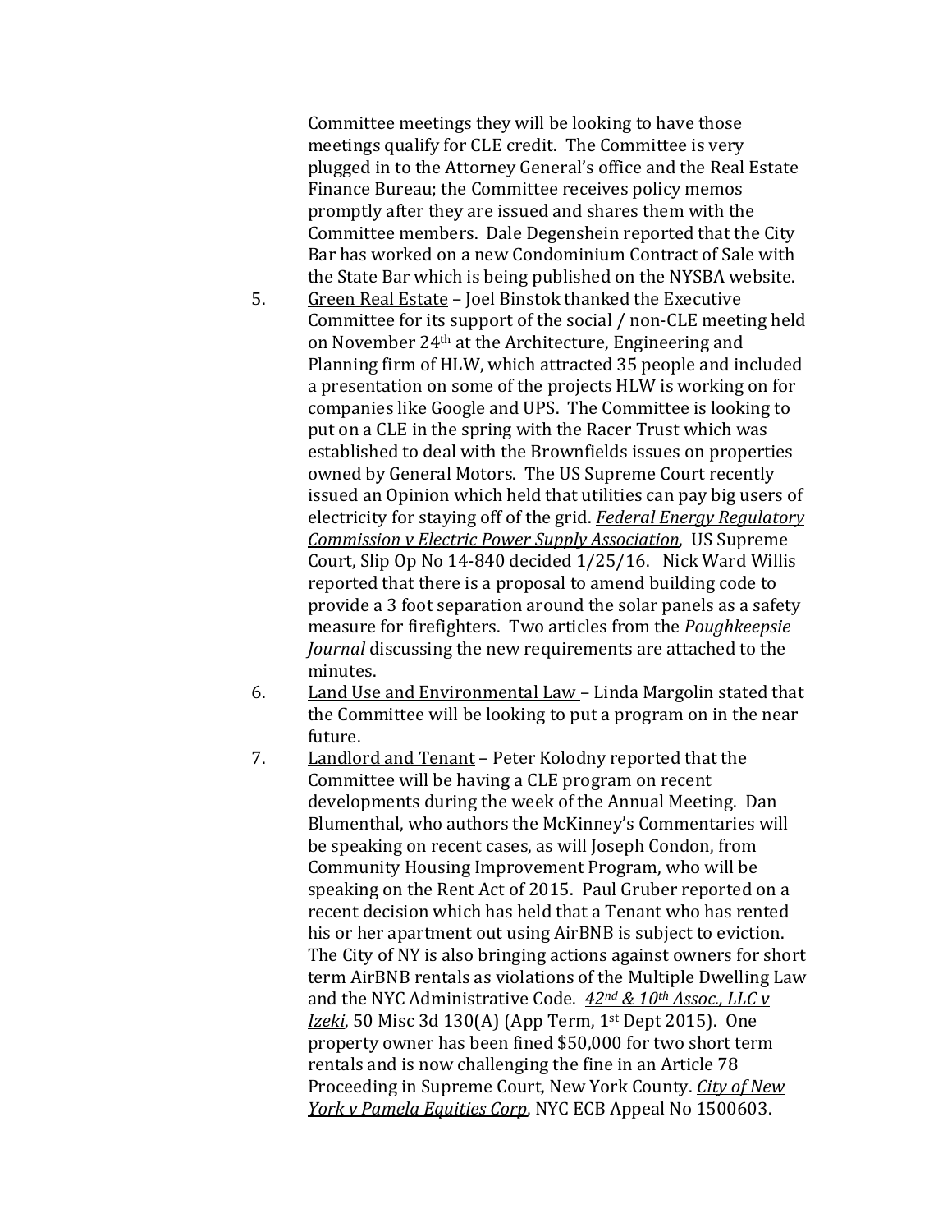Committee meetings they will be looking to have those meetings qualify for CLE credit. The Committee is very plugged in to the Attorney General's office and the Real Estate Finance Bureau; the Committee receives policy memos promptly after they are issued and shares them with the Committee members. Dale Degenshein reported that the City Bar has worked on a new Condominium Contract of Sale with the State Bar which is being published on the NYSBA website.

5. Green Real Estate – Joel Binstok thanked the Executive Committee for its support of the social / non-CLE meeting held on November 24th at the Architecture, Engineering and Planning firm of HLW, which attracted 35 people and included a presentation on some of the projects HLW is working on for companies like Google and UPS. The Committee is looking to put on a CLE in the spring with the Racer Trust which was established to deal with the Brownfields issues on properties owned by General Motors. The US Supreme Court recently issued an Opinion which held that utilities can pay big users of electricity for staying off of the grid. ***Federal Energy Regulatory Commission v Electric Power Supply Association***, US Supreme Court, Slip Op No 14-840 decided 1/25/16. Nick Ward Willis reported that there is a proposal to amend building code to provide a 3 foot separation around the solar panels as a safety measure for firefighters. Two articles from the *Poughkeepsie Journal* discussing the new requirements are attached to the minutes.

6. Land Use and Environmental Law – Linda Margolin stated that the Committee will be looking to put a program on in the near future.

7. Landlord and Tenant – Peter Kolodny reported that the Committee will be having a CLE program on recent developments during the week of the Annual Meeting. Dan Blumenthal, who authors the McKinney's Commentaries will be speaking on recent cases, as will Joseph Condon, from Community Housing Improvement Program, who will be speaking on the Rent Act of 2015. Paul Gruber reported on a recent decision which has held that a Tenant who has rented his or her apartment out using AirBNB is subject to eviction. The City of NY is also bringing actions against owners for short term AirBNB rentals as violations of the Multiple Dwelling Law and the NYC Administrative Code. *42nd & 10th Assoc., LLC v Izeki*, 50 Misc 3d 130(A) (App Term, 1st Dept 2015). One property owner has been fined $50,000 for two short term rentals and is now challenging the fine in an Article 78 Proceeding in Supreme Court, New York County. *City of New York v Pamela Equities Corp*, NYC ECB Appeal No 1500603.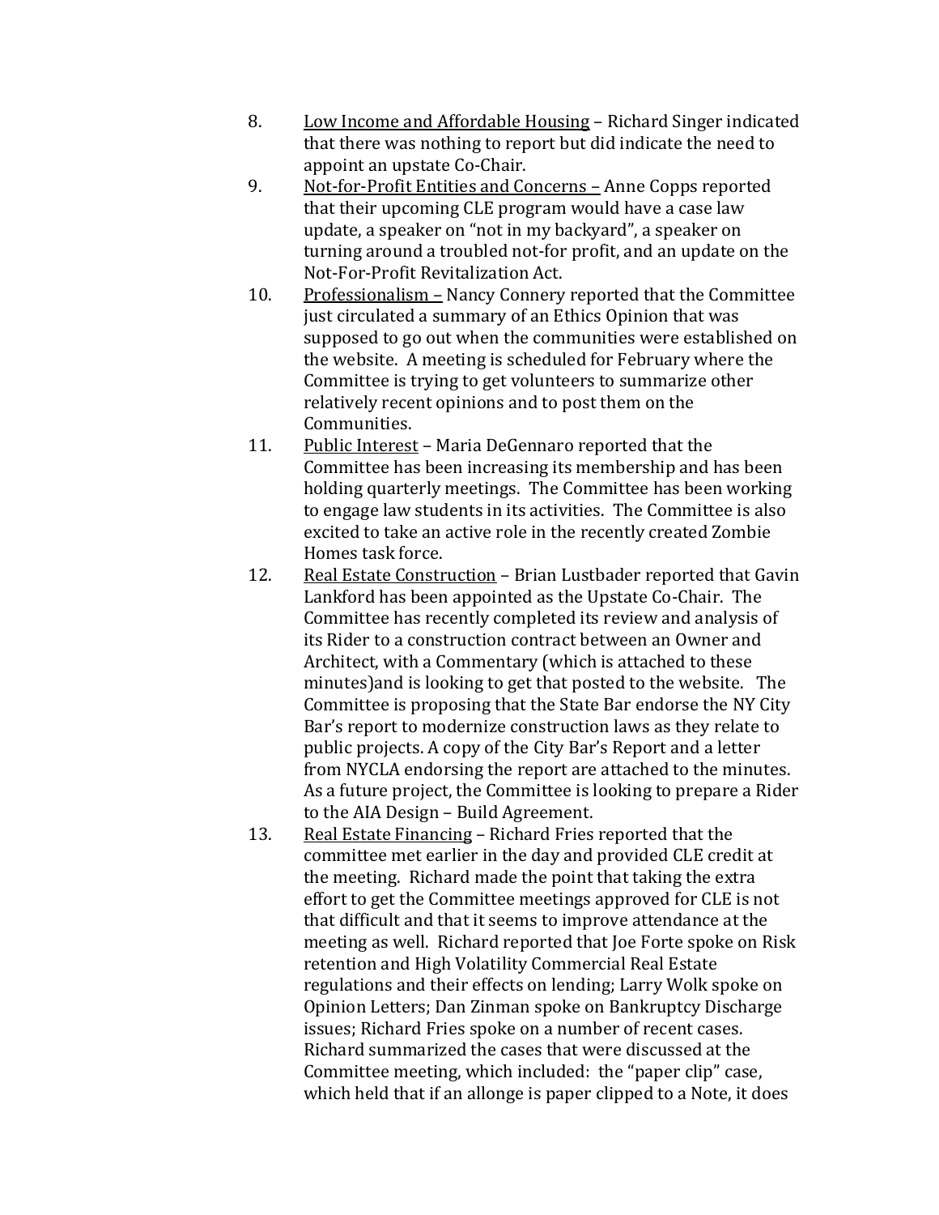8. <u>Low Income and Affordable Housing</u> – Richard Singer indicated that there was nothing to report but did indicate the need to appoint an upstate Co-Chair.
9. <u>Not-for-Profit Entities and Concerns –</u> Anne Copps reported that their upcoming CLE program would have a case law update, a speaker on "not in my backyard", a speaker on turning around a troubled not-for profit, and an update on the Not-For-Profit Revitalization Act.
10. <u>Professionalism –</u> Nancy Connery reported that the Committee just circulated a summary of an Ethics Opinion that was supposed to go out when the communities were established on the website. A meeting is scheduled for February where the Committee is trying to get volunteers to summarize other relatively recent opinions and to post them on the Communities.
11. <u>Public Interest</u> – Maria DeGennaro reported that the Committee has been increasing its membership and has been holding quarterly meetings. The Committee has been working to engage law students in its activities. The Committee is also excited to take an active role in the recently created Zombie Homes task force.
12. <u>Real Estate Construction</u> – Brian Lustbader reported that Gavin Lankford has been appointed as the Upstate Co-Chair. The Committee has recently completed its review and analysis of its Rider to a construction contract between an Owner and Architect, with a Commentary (which is attached to these minutes)and is looking to get that posted to the website. The Committee is proposing that the State Bar endorse the NY City Bar's report to modernize construction laws as they relate to public projects. A copy of the City Bar's Report and a letter from NYCLA endorsing the report are attached to the minutes. As a future project, the Committee is looking to prepare a Rider to the AIA Design – Build Agreement.
13. <u>Real Estate Financing</u> – Richard Fries reported that the committee met earlier in the day and provided CLE credit at the meeting. Richard made the point that taking the extra effort to get the Committee meetings approved for CLE is not that difficult and that it seems to improve attendance at the meeting as well. Richard reported that Joe Forte spoke on Risk retention and High Volatility Commercial Real Estate regulations and their effects on lending; Larry Wolk spoke on Opinion Letters; Dan Zinman spoke on Bankruptcy Discharge issues; Richard Fries spoke on a number of recent cases. Richard summarized the cases that were discussed at the Committee meeting, which included: the "paper clip" case, which held that if an allonge is paper clipped to a Note, it does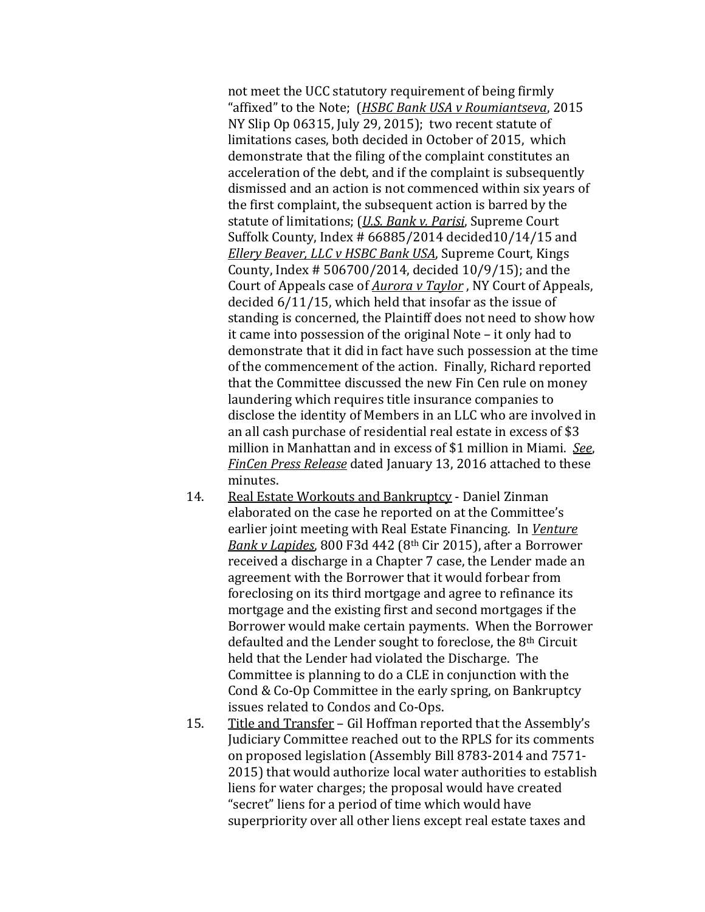not meet the UCC statutory requirement of being firmly "affixed" to the Note; (*HSBC Bank USA v Roumiantseva*, 2015 NY Slip Op 06315, July 29, 2015); two recent statute of limitations cases, both decided in October of 2015, which demonstrate that the filing of the complaint constitutes an acceleration of the debt, and if the complaint is subsequently dismissed and an action is not commenced within six years of the first complaint, the subsequent action is barred by the statute of limitations; (*U.S. Bank v. Parisi*, Supreme Court Suffolk County, Index # 66885/2014 decided10/14/15 and *Ellery Beaver, LLC v HSBC Bank USA*, Supreme Court, Kings County, Index # 506700/2014, decided 10/9/15); and the Court of Appeals case of *Aurora v Taylor* , NY Court of Appeals, decided 6/11/15, which held that insofar as the issue of standing is concerned, the Plaintiff does not need to show how it came into possession of the original Note – it only had to demonstrate that it did in fact have such possession at the time of the commencement of the action. Finally, Richard reported that the Committee discussed the new Fin Cen rule on money laundering which requires title insurance companies to disclose the identity of Members in an LLC who are involved in an all cash purchase of residential real estate in excess of $3 million in Manhattan and in excess of $1 million in Miami. *See*, *FinCen Press Release* dated January 13, 2016 attached to these minutes.

14. Real Estate Workouts and Bankruptcy - Daniel Zinman elaborated on the case he reported on at the Committee's earlier joint meeting with Real Estate Financing. In *Venture Bank v Lapides*, 800 F3d 442 (8th Cir 2015), after a Borrower received a discharge in a Chapter 7 case, the Lender made an agreement with the Borrower that it would forbear from foreclosing on its third mortgage and agree to refinance its mortgage and the existing first and second mortgages if the Borrower would make certain payments. When the Borrower defaulted and the Lender sought to foreclose, the 8th Circuit held that the Lender had violated the Discharge. The Committee is planning to do a CLE in conjunction with the Cond & Co-Op Committee in the early spring, on Bankruptcy issues related to Condos and Co-Ops.

15. Title and Transfer – Gil Hoffman reported that the Assembly's Judiciary Committee reached out to the RPLS for its comments on proposed legislation (Assembly Bill 8783-2014 and 7571-2015) that would authorize local water authorities to establish liens for water charges; the proposal would have created "secret" liens for a period of time which would have superpriority over all other liens except real estate taxes and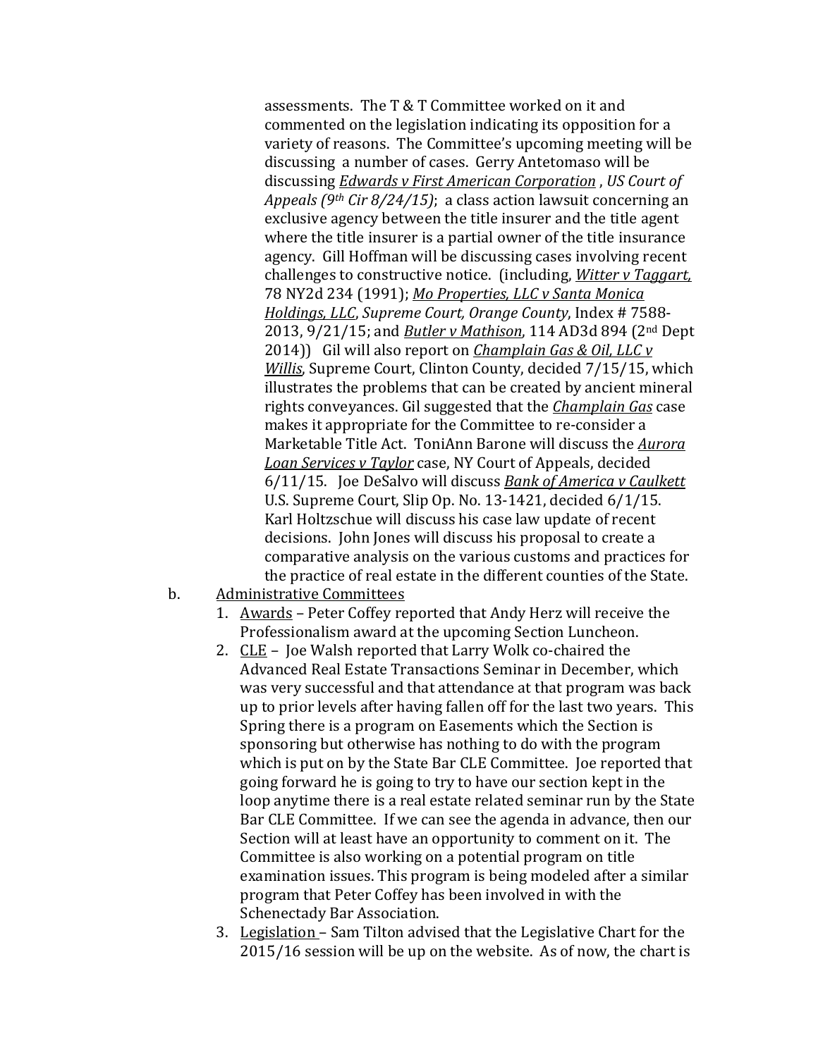assessments. The T & T Committee worked on it and commented on the legislation indicating its opposition for a variety of reasons. The Committee's upcoming meeting will be discussing a number of cases. Gerry Antetomaso will be discussing ***Edwards v First American Corporation*** , *US Court of Appeals (9th Cir 8/24/15)*; a class action lawsuit concerning an exclusive agency between the title insurer and the title agent where the title insurer is a partial owner of the title insurance agency. Gill Hoffman will be discussing cases involving recent challenges to constructive notice. (including, ***Witter v Taggart,*** 78 NY2d 234 (1991); ***Mo Properties, LLC v Santa Monica Holdings, LLC***, *Supreme Court, Orange County*, Index # 7588-2013, 9/21/15; and ***Butler v Mathison***, 114 AD3d 894 (2nd Dept 2014)) Gil will also report on ***Champlain Gas & Oil, LLC v Willis***, Supreme Court, Clinton County, decided 7/15/15, which illustrates the problems that can be created by ancient mineral rights conveyances. Gil suggested that the ***Champlain Gas*** case makes it appropriate for the Committee to re-consider a Marketable Title Act. ToniAnn Barone will discuss the ***Aurora Loan Services v Taylor*** case, NY Court of Appeals, decided 6/11/15. Joe DeSalvo will discuss ***Bank of America v Caulkett*** U.S. Supreme Court, Slip Op. No. 13-1421, decided 6/1/15. Karl Holtzschue will discuss his case law update of recent decisions. John Jones will discuss his proposal to create a comparative analysis on the various customs and practices for the practice of real estate in the different counties of the State.

b. Administrative Committees

1. Awards – Peter Coffey reported that Andy Herz will receive the Professionalism award at the upcoming Section Luncheon.
2. CLE – Joe Walsh reported that Larry Wolk co-chaired the Advanced Real Estate Transactions Seminar in December, which was very successful and that attendance at that program was back up to prior levels after having fallen off for the last two years. This Spring there is a program on Easements which the Section is sponsoring but otherwise has nothing to do with the program which is put on by the State Bar CLE Committee. Joe reported that going forward he is going to try to have our section kept in the loop anytime there is a real estate related seminar run by the State Bar CLE Committee. If we can see the agenda in advance, then our Section will at least have an opportunity to comment on it. The Committee is also working on a potential program on title examination issues. This program is being modeled after a similar program that Peter Coffey has been involved in with the Schenectady Bar Association.
3. Legislation – Sam Tilton advised that the Legislative Chart for the 2015/16 session will be up on the website. As of now, the chart is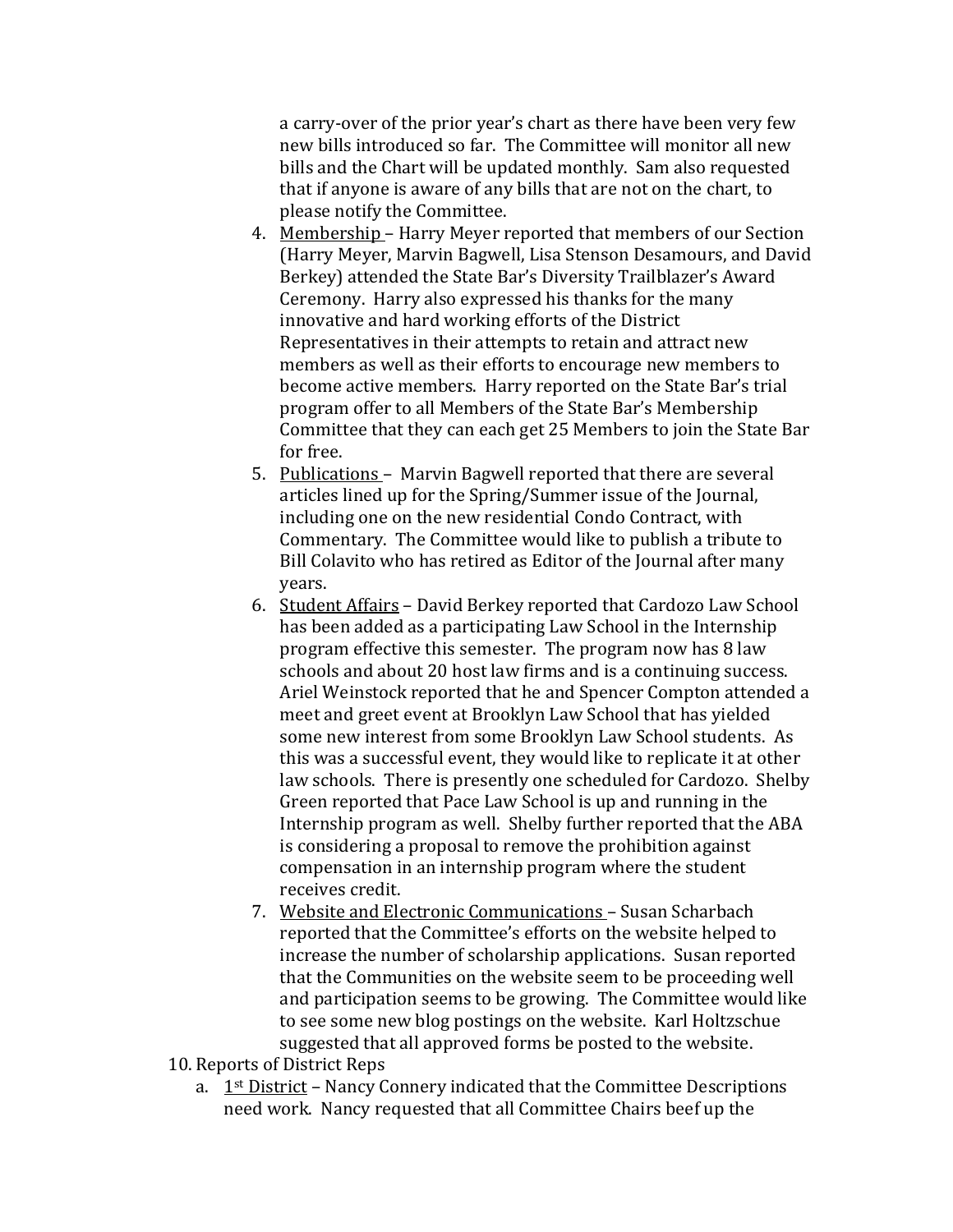a carry-over of the prior year's chart as there have been very few new bills introduced so far. The Committee will monitor all new bills and the Chart will be updated monthly. Sam also requested that if anyone is aware of any bills that are not on the chart, to please notify the Committee.

4. Membership – Harry Meyer reported that members of our Section (Harry Meyer, Marvin Bagwell, Lisa Stenson Desamours, and David Berkey) attended the State Bar's Diversity Trailblazer's Award Ceremony. Harry also expressed his thanks for the many innovative and hard working efforts of the District Representatives in their attempts to retain and attract new members as well as their efforts to encourage new members to become active members. Harry reported on the State Bar's trial program offer to all Members of the State Bar's Membership Committee that they can each get 25 Members to join the State Bar for free.
5. Publications – Marvin Bagwell reported that there are several articles lined up for the Spring/Summer issue of the Journal, including one on the new residential Condo Contract, with Commentary. The Committee would like to publish a tribute to Bill Colavito who has retired as Editor of the Journal after many years.
6. Student Affairs – David Berkey reported that Cardozo Law School has been added as a participating Law School in the Internship program effective this semester. The program now has 8 law schools and about 20 host law firms and is a continuing success. Ariel Weinstock reported that he and Spencer Compton attended a meet and greet event at Brooklyn Law School that has yielded some new interest from some Brooklyn Law School students. As this was a successful event, they would like to replicate it at other law schools. There is presently one scheduled for Cardozo. Shelby Green reported that Pace Law School is up and running in the Internship program as well. Shelby further reported that the ABA is considering a proposal to remove the prohibition against compensation in an internship program where the student receives credit.
7. Website and Electronic Communications – Susan Scharbach reported that the Committee's efforts on the website helped to increase the number of scholarship applications. Susan reported that the Communities on the website seem to be proceeding well and participation seems to be growing. The Committee would like to see some new blog postings on the website. Karl Holtzschue suggested that all approved forms be posted to the website.

10. Reports of District Reps
    a. 1st District – Nancy Connery indicated that the Committee Descriptions need work. Nancy requested that all Committee Chairs beef up the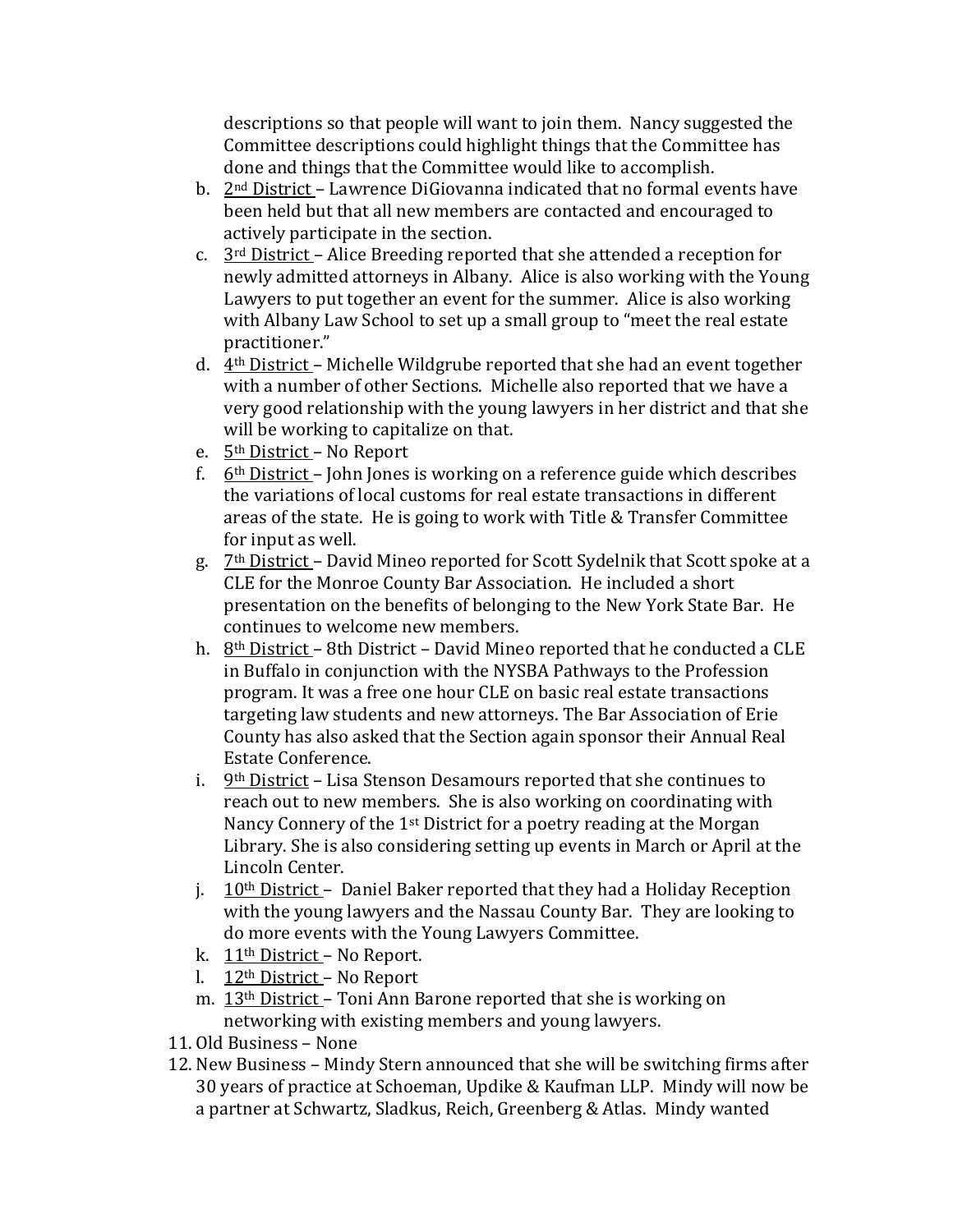descriptions so that people will want to join them. Nancy suggested the Committee descriptions could highlight things that the Committee has done and things that the Committee would like to accomplish.

b. 2nd District – Lawrence DiGiovanna indicated that no formal events have been held but that all new members are contacted and encouraged to actively participate in the section.

c. 3rd District – Alice Breeding reported that she attended a reception for newly admitted attorneys in Albany. Alice is also working with the Young Lawyers to put together an event for the summer. Alice is also working with Albany Law School to set up a small group to "meet the real estate practitioner."

d. 4th District – Michelle Wildgrube reported that she had an event together with a number of other Sections. Michelle also reported that we have a very good relationship with the young lawyers in her district and that she will be working to capitalize on that.

e. 5th District – No Report

f. 6th District – John Jones is working on a reference guide which describes the variations of local customs for real estate transactions in different areas of the state. He is going to work with Title & Transfer Committee for input as well.

g. 7th District – David Mineo reported for Scott Sydelnik that Scott spoke at a CLE for the Monroe County Bar Association. He included a short presentation on the benefits of belonging to the New York State Bar. He continues to welcome new members.

h. 8th District – 8th District – David Mineo reported that he conducted a CLE in Buffalo in conjunction with the NYSBA Pathways to the Profession program. It was a free one hour CLE on basic real estate transactions targeting law students and new attorneys. The Bar Association of Erie County has also asked that the Section again sponsor their Annual Real Estate Conference.

i. 9th District – Lisa Stenson Desamours reported that she continues to reach out to new members. She is also working on coordinating with Nancy Connery of the 1st District for a poetry reading at the Morgan Library. She is also considering setting up events in March or April at the Lincoln Center.

j. 10th District – Daniel Baker reported that they had a Holiday Reception with the young lawyers and the Nassau County Bar. They are looking to do more events with the Young Lawyers Committee.

k. 11th District – No Report.

l. 12th District – No Report

m. 13th District – Toni Ann Barone reported that she is working on networking with existing members and young lawyers.

11. Old Business – None

12. New Business – Mindy Stern announced that she will be switching firms after 30 years of practice at Schoeman, Updike & Kaufman LLP. Mindy will now be a partner at Schwartz, Sladkus, Reich, Greenberg & Atlas. Mindy wanted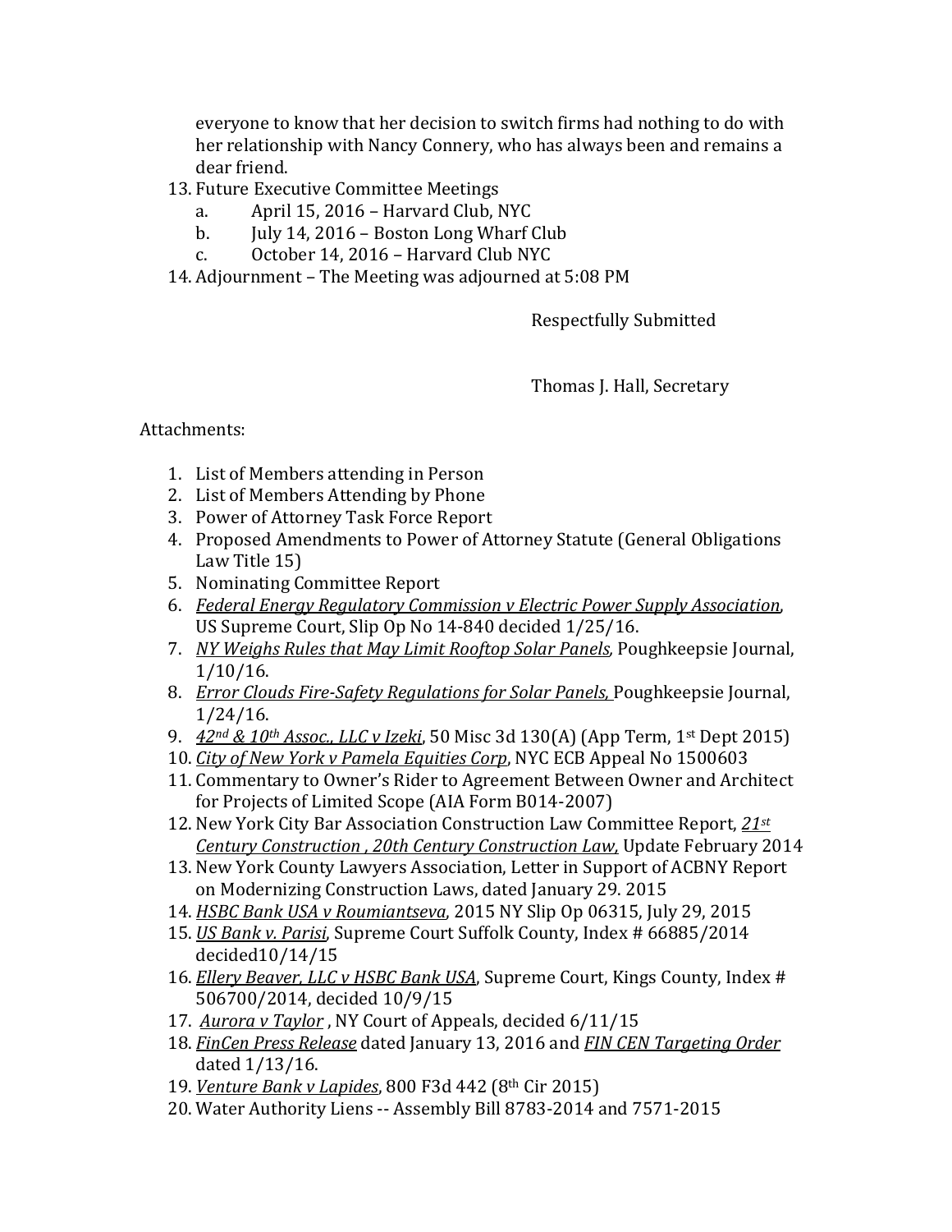everyone to know that her decision to switch firms had nothing to do with her relationship with Nancy Connery, who has always been and remains a dear friend.

13. Future Executive Committee Meetings
    a. April 15, 2016 – Harvard Club, NYC
    b. July 14, 2016 – Boston Long Wharf Club
    c. October 14, 2016 – Harvard Club NYC
14. Adjournment – The Meeting was adjourned at 5:08 PM

Respectfully Submitted

Thomas J. Hall, Secretary

Attachments:

1. List of Members attending in Person
2. List of Members Attending by Phone
3. Power of Attorney Task Force Report
4. Proposed Amendments to Power of Attorney Statute (General Obligations Law Title 15)
5. Nominating Committee Report
6. *Federal Energy Regulatory Commission v Electric Power Supply Association*, US Supreme Court, Slip Op No 14-840 decided 1/25/16.
7. *NY Weighs Rules that May Limit Rooftop Solar Panels,* Poughkeepsie Journal, 1/10/16.
8. *Error Clouds Fire-Safety Regulations for Solar Panels,* Poughkeepsie Journal, 1/24/16.
9. *42nd & 10th Assoc., LLC v Izeki*, 50 Misc 3d 130(A) (App Term, 1st Dept 2015)
10. *City of New York v Pamela Equities Corp*, NYC ECB Appeal No 1500603
11. Commentary to Owner's Rider to Agreement Between Owner and Architect for Projects of Limited Scope (AIA Form B014-2007)
12. New York City Bar Association Construction Law Committee Report, *21st Century Construction , 20th Century Construction Law,* Update February 2014
13. New York County Lawyers Association, Letter in Support of ACBNY Report on Modernizing Construction Laws, dated January 29. 2015
14. *HSBC Bank USA v Roumiantseva*, 2015 NY Slip Op 06315, July 29, 2015
15. *US Bank v. Parisi*, Supreme Court Suffolk County, Index # 66885/2014 decided10/14/15
16. *Ellery Beaver, LLC v HSBC Bank USA*, Supreme Court, Kings County, Index # 506700/2014, decided 10/9/15
17. *Aurora v Taylor* , NY Court of Appeals, decided 6/11/15
18. *FinCen Press Release* dated January 13, 2016 and *FIN CEN Targeting Order* dated 1/13/16.
19. *Venture Bank v Lapides*, 800 F3d 442 (8th Cir 2015)
20. Water Authority Liens -- Assembly Bill 8783-2014 and 7571-2015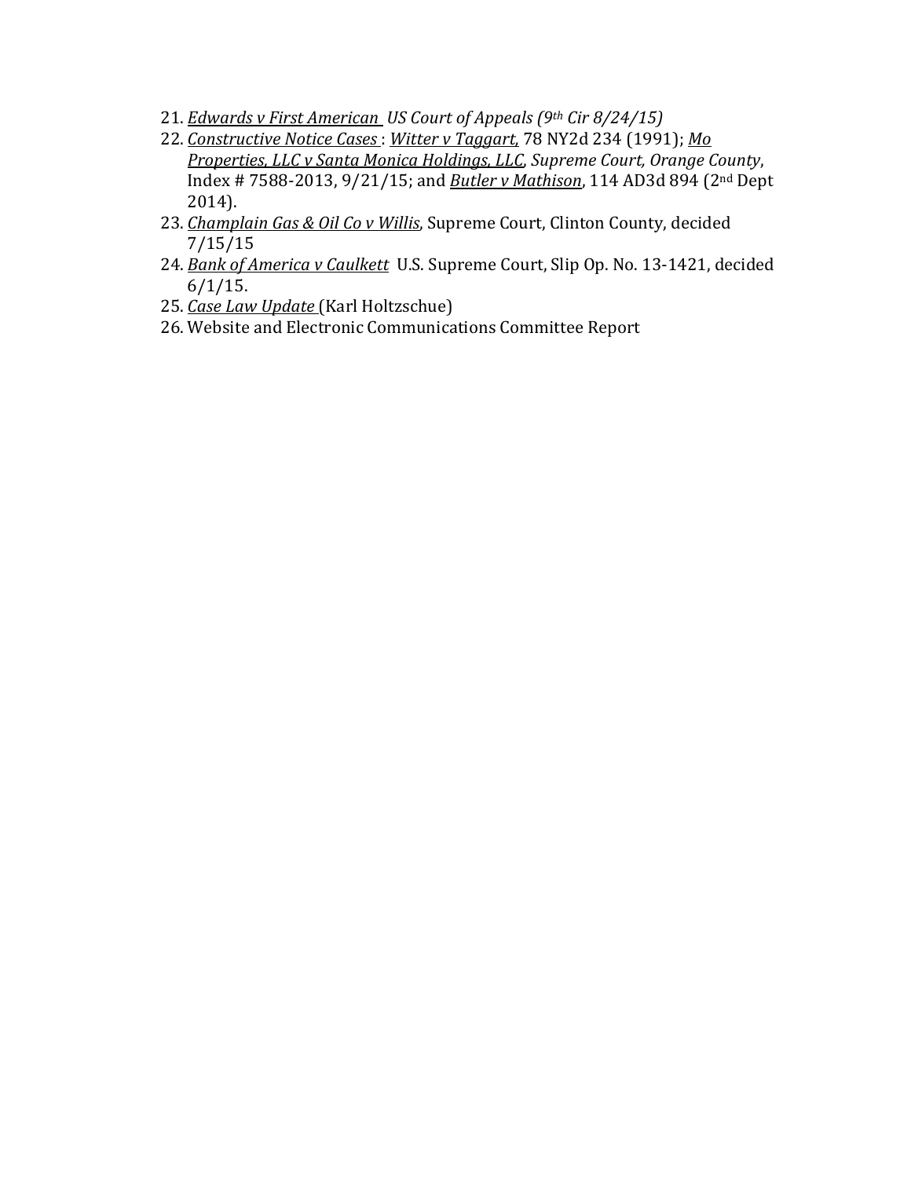21. *Edwards v First American US Court of Appeals (9th Cir 8/24/15)*
22. Constructive Notice Cases : Witter v Taggart, 78 NY2d 234 (1991); *Mo Properties, LLC v Santa Monica Holdings, LLC*, *Supreme Court, Orange County*, Index # 7588-2013, 9/21/15; and *Butler v Mathison*, 114 AD3d 894 (2nd Dept 2014).
23. *Champlain Gas & Oil Co v Willis*, Supreme Court, Clinton County, decided 7/15/15
24. *Bank of America v Caulkett* U.S. Supreme Court, Slip Op. No. 13-1421, decided 6/1/15.
25. *Case Law Update* (Karl Holtzschue)
26. Website and Electronic Communications Committee Report